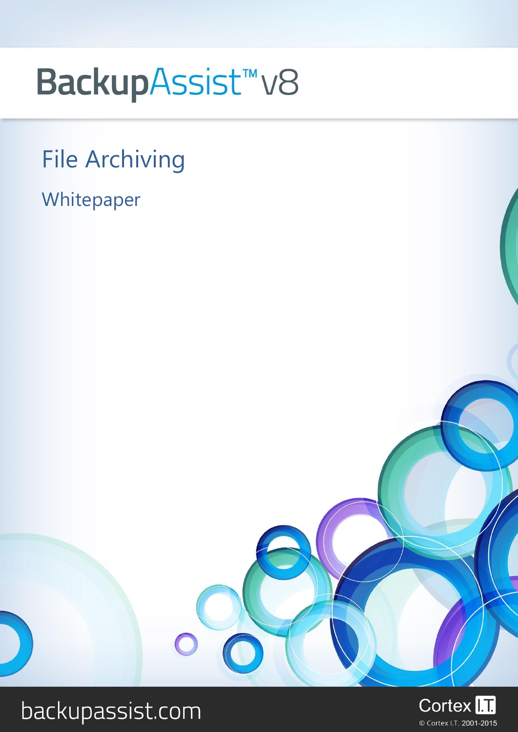# BackupAssist™ v8

## File Archiving

### Whitepaper

backupassist.com

Cortex I.T.

© Cortex I.T. 2001-2015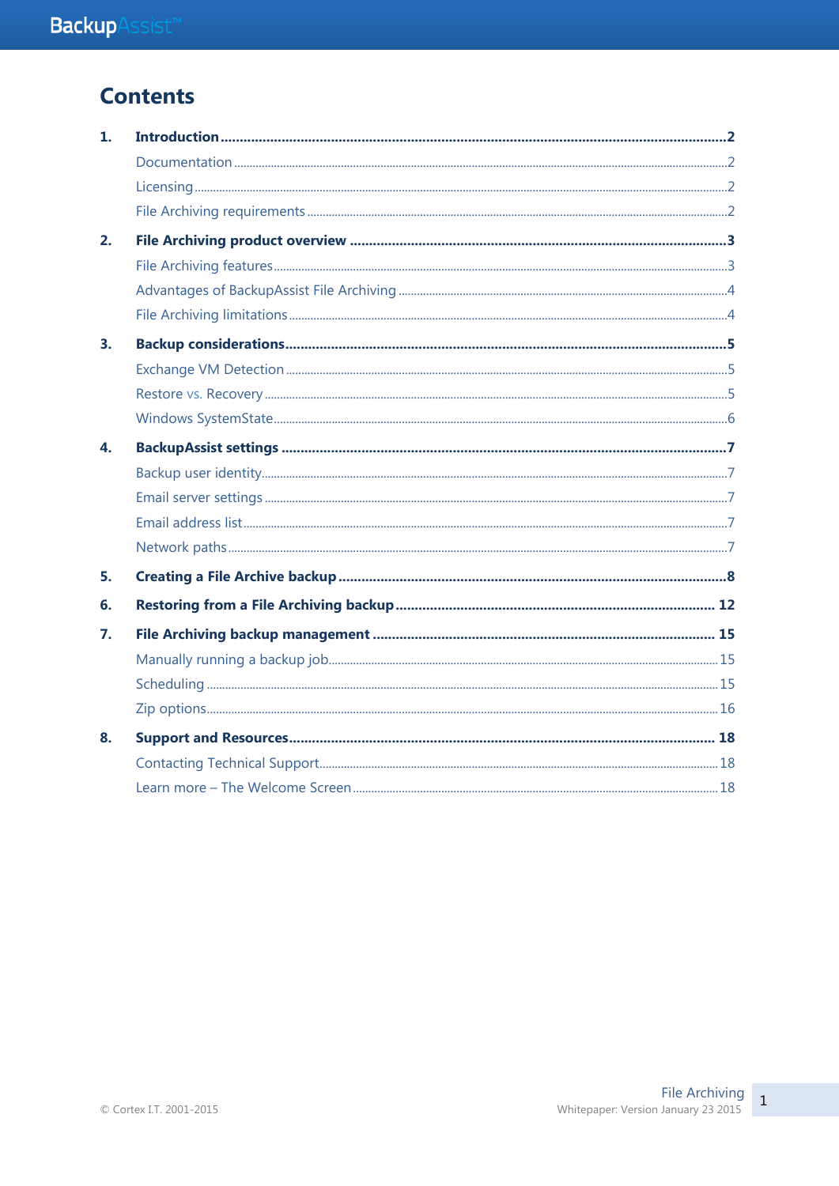# Contents

1. **Introduction** .......... 2
   - Documentation .......... 2
   - Licensing .......... 2
   - File Archiving requirements .......... 2
2. **File Archiving product overview** .......... 3
   - File Archiving features .......... 3
   - Advantages of BackupAssist File Archiving .......... 4
   - File Archiving limitations .......... 4
3. **Backup considerations** .......... 5
   - Exchange VM Detection .......... 5
   - Restore vs. Recovery .......... 5
   - Windows SystemState .......... 6
4. **BackupAssist settings** .......... 7
   - Backup user identity .......... 7
   - Email server settings .......... 7
   - Email address list .......... 7
   - Network paths .......... 7
5. **Creating a File Archive backup** .......... 8
6. **Restoring from a File Archiving backup** .......... 12
7. **File Archiving backup management** .......... 15
   - Manually running a backup job .......... 15
   - Scheduling .......... 15
   - Zip options .......... 16
8. **Support and Resources** .......... 18
   - Contacting Technical Support .......... 18
   - Learn more – The Welcome Screen .......... 18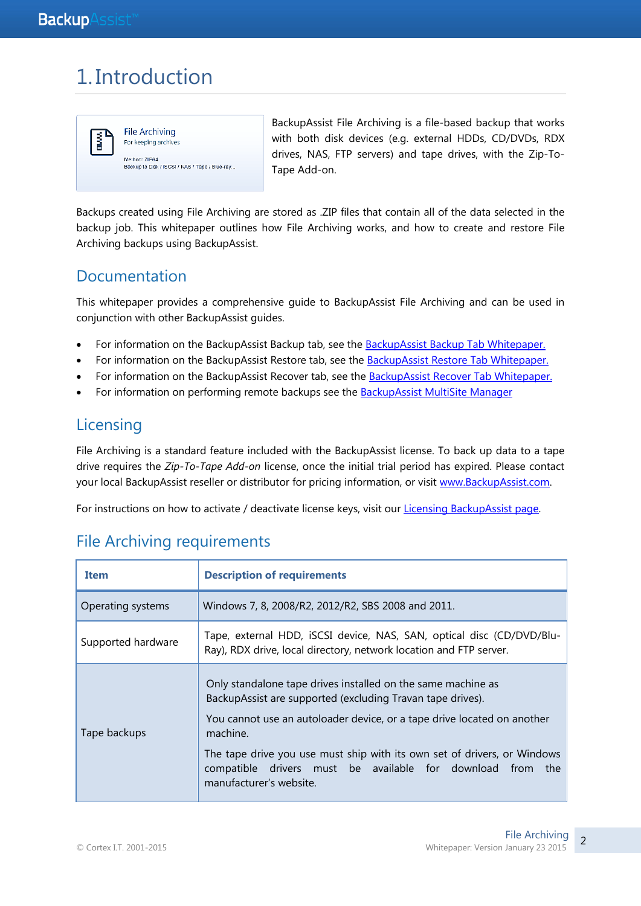# 1. Introduction

BackupAssist File Archiving is a file-based backup that works with both disk devices (e.g. external HDDs, CD/DVDs, RDX drives, NAS, FTP servers) and tape drives, with the Zip-To-Tape Add-on.

Backups created using File Archiving are stored as .ZIP files that contain all of the data selected in the backup job. This whitepaper outlines how File Archiving works, and how to create and restore File Archiving backups using BackupAssist.

## Documentation

This whitepaper provides a comprehensive guide to BackupAssist File Archiving and can be used in conjunction with other BackupAssist guides.

- For information on the BackupAssist Backup tab, see the BackupAssist Backup Tab Whitepaper.
- For information on the BackupAssist Restore tab, see the BackupAssist Restore Tab Whitepaper.
- For information on the BackupAssist Recover tab, see the BackupAssist Recover Tab Whitepaper.
- For information on performing remote backups see the BackupAssist MultiSite Manager

## Licensing

File Archiving is a standard feature included with the BackupAssist license. To back up data to a tape drive requires the *Zip-To-Tape Add-on* license, once the initial trial period has expired. Please contact your local BackupAssist reseller or distributor for pricing information, or visit www.BackupAssist.com.

For instructions on how to activate / deactivate license keys, visit our Licensing BackupAssist page.

## File Archiving requirements

| Item | Description of requirements |
|---|---|
| Operating systems | Windows 7, 8, 2008/R2, 2012/R2, SBS 2008 and 2011. |
| Supported hardware | Tape, external HDD, iSCSI device, NAS, SAN, optical disc (CD/DVD/Blu-Ray), RDX drive, local directory, network location and FTP server. |
| Tape backups | Only standalone tape drives installed on the same machine as BackupAssist are supported (excluding Travan tape drives). You cannot use an autoloader device, or a tape drive located on another machine. The tape drive you use must ship with its own set of drivers, or Windows compatible drivers must be available for download from the manufacturer's website. |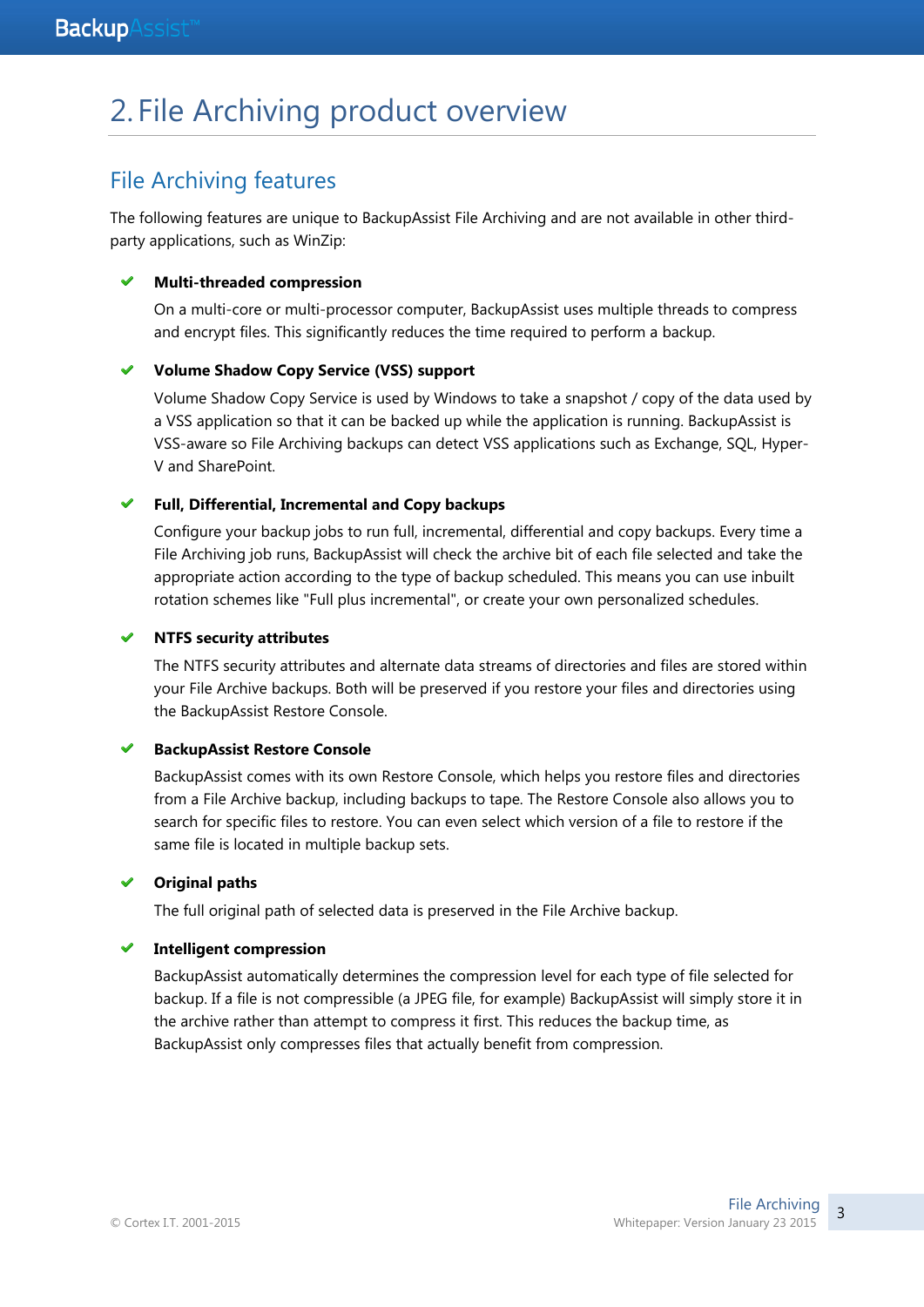# 2. File Archiving product overview

## File Archiving features

The following features are unique to BackupAssist File Archiving and are not available in other third-party applications, such as WinZip:

- **Multi-threaded compression**

  On a multi-core or multi-processor computer, BackupAssist uses multiple threads to compress and encrypt files. This significantly reduces the time required to perform a backup.

- **Volume Shadow Copy Service (VSS) support**

  Volume Shadow Copy Service is used by Windows to take a snapshot / copy of the data used by a VSS application so that it can be backed up while the application is running. BackupAssist is VSS-aware so File Archiving backups can detect VSS applications such as Exchange, SQL, Hyper-V and SharePoint.

- **Full, Differential, Incremental and Copy backups**

  Configure your backup jobs to run full, incremental, differential and copy backups. Every time a File Archiving job runs, BackupAssist will check the archive bit of each file selected and take the appropriate action according to the type of backup scheduled. This means you can use inbuilt rotation schemes like "Full plus incremental", or create your own personalized schedules.

- **NTFS security attributes**

  The NTFS security attributes and alternate data streams of directories and files are stored within your File Archive backups. Both will be preserved if you restore your files and directories using the BackupAssist Restore Console.

- **BackupAssist Restore Console**

  BackupAssist comes with its own Restore Console, which helps you restore files and directories from a File Archive backup, including backups to tape. The Restore Console also allows you to search for specific files to restore. You can even select which version of a file to restore if the same file is located in multiple backup sets.

- **Original paths**

  The full original path of selected data is preserved in the File Archive backup.

- **Intelligent compression**

  BackupAssist automatically determines the compression level for each type of file selected for backup. If a file is not compressible (a JPEG file, for example) BackupAssist will simply store it in the archive rather than attempt to compress it first. This reduces the backup time, as BackupAssist only compresses files that actually benefit from compression.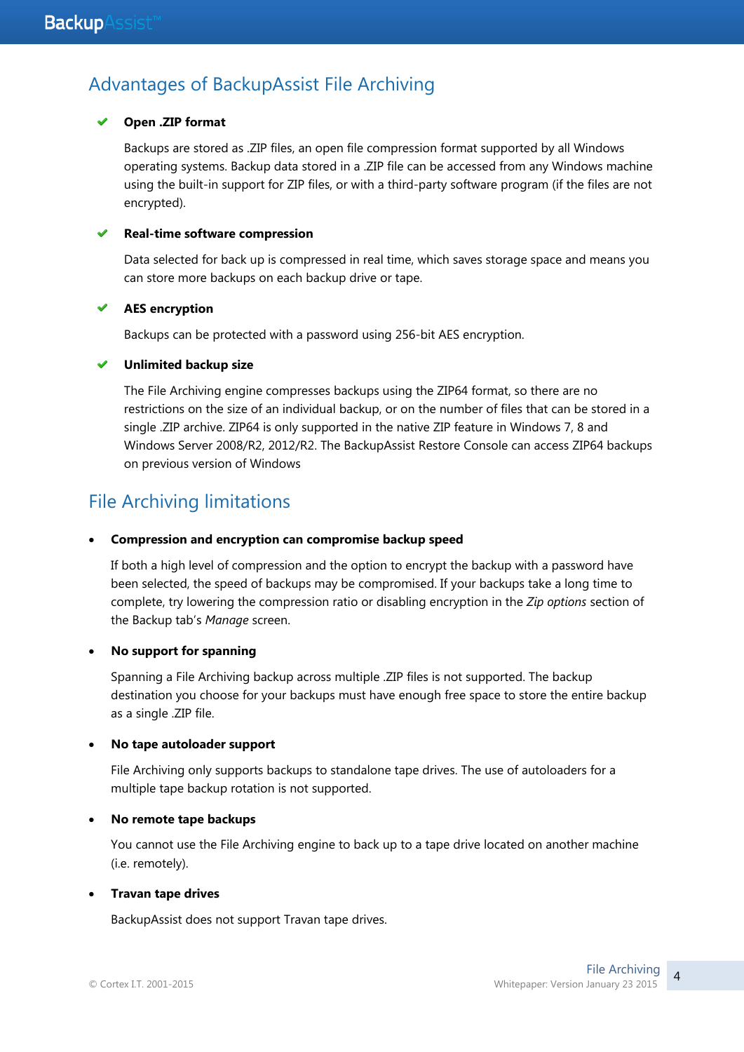## Advantages of BackupAssist File Archiving

- ✔ **Open .ZIP format**

  Backups are stored as .ZIP files, an open file compression format supported by all Windows operating systems. Backup data stored in a .ZIP file can be accessed from any Windows machine using the built-in support for ZIP files, or with a third-party software program (if the files are not encrypted).

- ✔ **Real-time software compression**

  Data selected for back up is compressed in real time, which saves storage space and means you can store more backups on each backup drive or tape.

- ✔ **AES encryption**

  Backups can be protected with a password using 256-bit AES encryption.

- ✔ **Unlimited backup size**

  The File Archiving engine compresses backups using the ZIP64 format, so there are no restrictions on the size of an individual backup, or on the number of files that can be stored in a single .ZIP archive. ZIP64 is only supported in the native ZIP feature in Windows 7, 8 and Windows Server 2008/R2, 2012/R2. The BackupAssist Restore Console can access ZIP64 backups on previous version of Windows

## File Archiving limitations

- **Compression and encryption can compromise backup speed**

  If both a high level of compression and the option to encrypt the backup with a password have been selected, the speed of backups may be compromised. If your backups take a long time to complete, try lowering the compression ratio or disabling encryption in the *Zip options* section of the Backup tab's *Manage* screen.

- **No support for spanning**

  Spanning a File Archiving backup across multiple .ZIP files is not supported. The backup destination you choose for your backups must have enough free space to store the entire backup as a single .ZIP file.

- **No tape autoloader support**

  File Archiving only supports backups to standalone tape drives. The use of autoloaders for a multiple tape backup rotation is not supported.

- **No remote tape backups**

  You cannot use the File Archiving engine to back up to a tape drive located on another machine (i.e. remotely).

- **Travan tape drives**

  BackupAssist does not support Travan tape drives.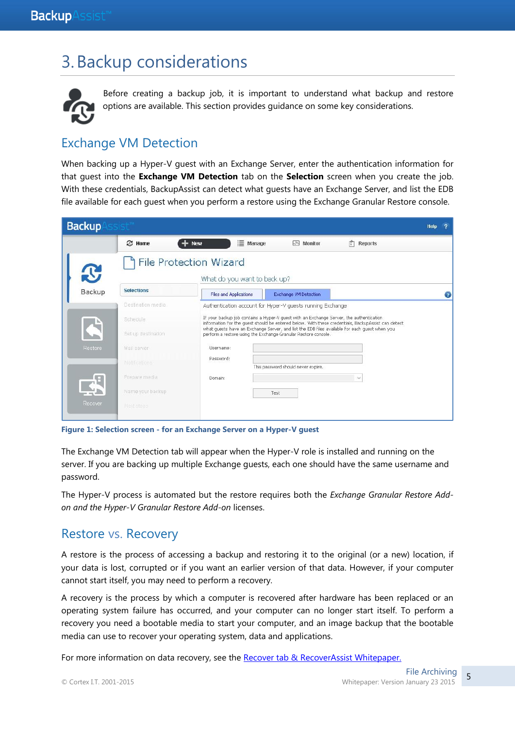# 3. Backup considerations

Before creating a backup job, it is important to understand what backup and restore options are available. This section provides guidance on some key considerations.

## Exchange VM Detection

When backing up a Hyper-V guest with an Exchange Server, enter the authentication information for that guest into the **Exchange VM Detection** tab on the **Selection** screen when you create the job. With these credentials, BackupAssist can detect what guests have an Exchange Server, and list the EDB file available for each guest when you perform a restore using the Exchange Granular Restore console.

**Figure 1: Selection screen - for an Exchange Server on a Hyper-V guest**

The Exchange VM Detection tab will appear when the Hyper-V role is installed and running on the server. If you are backing up multiple Exchange guests, each one should have the same username and password.

The Hyper-V process is automated but the restore requires both the *Exchange Granular Restore Add-on and the Hyper-V Granular Restore Add-on* licenses.

## Restore vs. Recovery

A restore is the process of accessing a backup and restoring it to the original (or a new) location, if your data is lost, corrupted or if you want an earlier version of that data. However, if your computer cannot start itself, you may need to perform a recovery.

A recovery is the process by which a computer is recovered after hardware has been replaced or an operating system failure has occurred, and your computer can no longer start itself. To perform a recovery you need a bootable media to start your computer, and an image backup that the bootable media can use to recover your operating system, data and applications.

For more information on data recovery, see the Recover tab & RecoverAssist Whitepaper.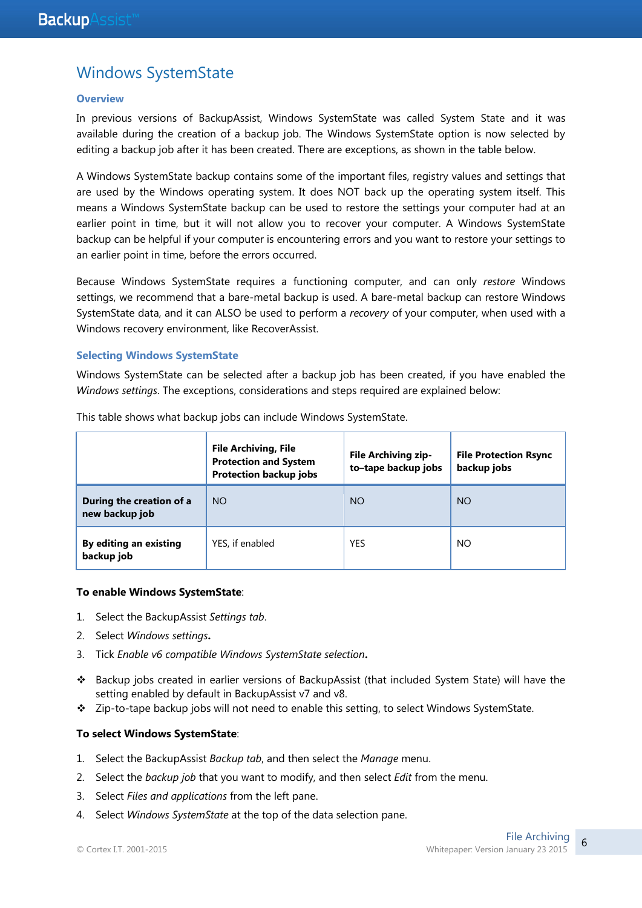# Windows SystemState

## Overview

In previous versions of BackupAssist, Windows SystemState was called System State and it was available during the creation of a backup job. The Windows SystemState option is now selected by editing a backup job after it has been created. There are exceptions, as shown in the table below.

A Windows SystemState backup contains some of the important files, registry values and settings that are used by the Windows operating system. It does NOT back up the operating system itself. This means a Windows SystemState backup can be used to restore the settings your computer had at an earlier point in time, but it will not allow you to recover your computer. A Windows SystemState backup can be helpful if your computer is encountering errors and you want to restore your settings to an earlier point in time, before the errors occurred.

Because Windows SystemState requires a functioning computer, and can only *restore* Windows settings, we recommend that a bare-metal backup is used. A bare-metal backup can restore Windows SystemState data, and it can ALSO be used to perform a *recovery* of your computer, when used with a Windows recovery environment, like RecoverAssist.

## Selecting Windows SystemState

Windows SystemState can be selected after a backup job has been created, if you have enabled the *Windows settings*. The exceptions, considerations and steps required are explained below:

This table shows what backup jobs can include Windows SystemState.

| | **File Archiving, File Protection and System Protection backup jobs** | **File Archiving zip-to–tape backup jobs** | **File Protection Rsync backup jobs** |
|---|---|---|---|
| **During the creation of a new backup job** | NO | NO | NO |
| **By editing an existing backup job** | YES, if enabled | YES | NO |

**To enable Windows SystemState**:

1. Select the BackupAssist *Settings tab*.
2. Select *Windows settings***.**
3. Tick *Enable v6 compatible Windows SystemState selection***.**

- Backup jobs created in earlier versions of BackupAssist (that included System State) will have the setting enabled by default in BackupAssist v7 and v8.
- Zip-to-tape backup jobs will not need to enable this setting, to select Windows SystemState.

**To select Windows SystemState**:

1. Select the BackupAssist *Backup tab*, and then select the *Manage* menu.
2. Select the *backup job* that you want to modify, and then select *Edit* from the menu.
3. Select *Files and applications* from the left pane.
4. Select *Windows SystemState* at the top of the data selection pane.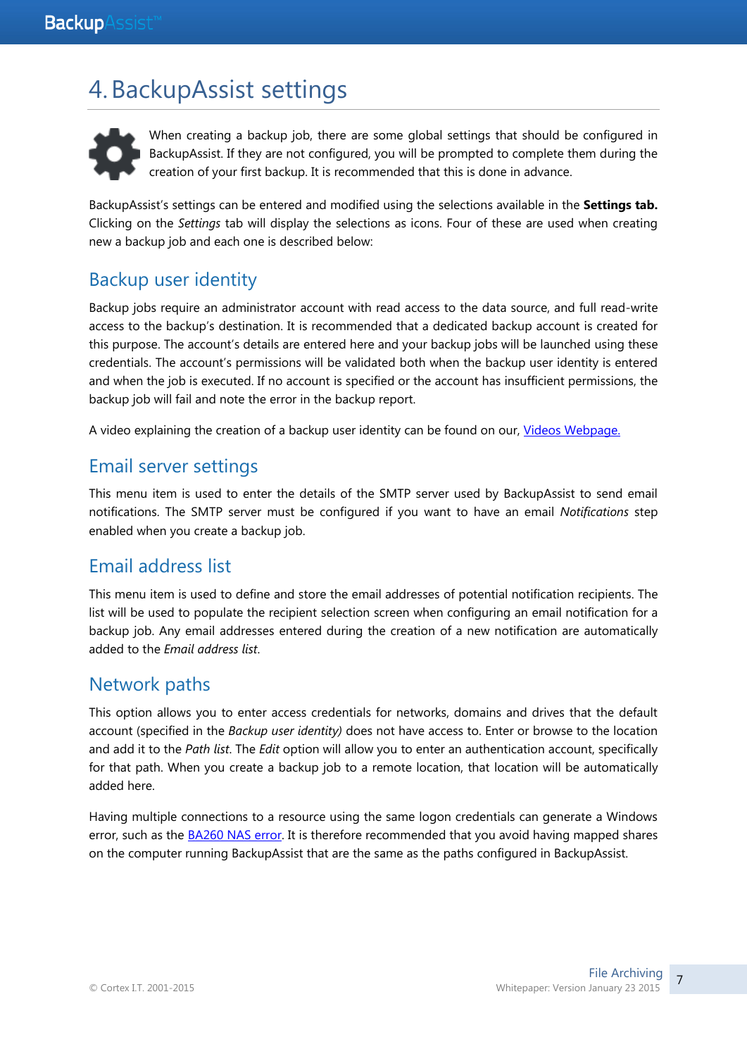# 4. BackupAssist settings

When creating a backup job, there are some global settings that should be configured in BackupAssist. If they are not configured, you will be prompted to complete them during the creation of your first backup. It is recommended that this is done in advance.

BackupAssist's settings can be entered and modified using the selections available in the **Settings tab.** Clicking on the *Settings* tab will display the selections as icons. Four of these are used when creating new a backup job and each one is described below:

## Backup user identity

Backup jobs require an administrator account with read access to the data source, and full read-write access to the backup's destination. It is recommended that a dedicated backup account is created for this purpose. The account's details are entered here and your backup jobs will be launched using these credentials. The account's permissions will be validated both when the backup user identity is entered and when the job is executed. If no account is specified or the account has insufficient permissions, the backup job will fail and note the error in the backup report.

A video explaining the creation of a backup user identity can be found on our, Videos Webpage.

## Email server settings

This menu item is used to enter the details of the SMTP server used by BackupAssist to send email notifications. The SMTP server must be configured if you want to have an email *Notifications* step enabled when you create a backup job.

## Email address list

This menu item is used to define and store the email addresses of potential notification recipients. The list will be used to populate the recipient selection screen when configuring an email notification for a backup job. Any email addresses entered during the creation of a new notification are automatically added to the *Email address list*.

## Network paths

This option allows you to enter access credentials for networks, domains and drives that the default account (specified in the *Backup user identity)* does not have access to. Enter or browse to the location and add it to the *Path list*. The *Edit* option will allow you to enter an authentication account, specifically for that path. When you create a backup job to a remote location, that location will be automatically added here.

Having multiple connections to a resource using the same logon credentials can generate a Windows error, such as the BA260 NAS error. It is therefore recommended that you avoid having mapped shares on the computer running BackupAssist that are the same as the paths configured in BackupAssist.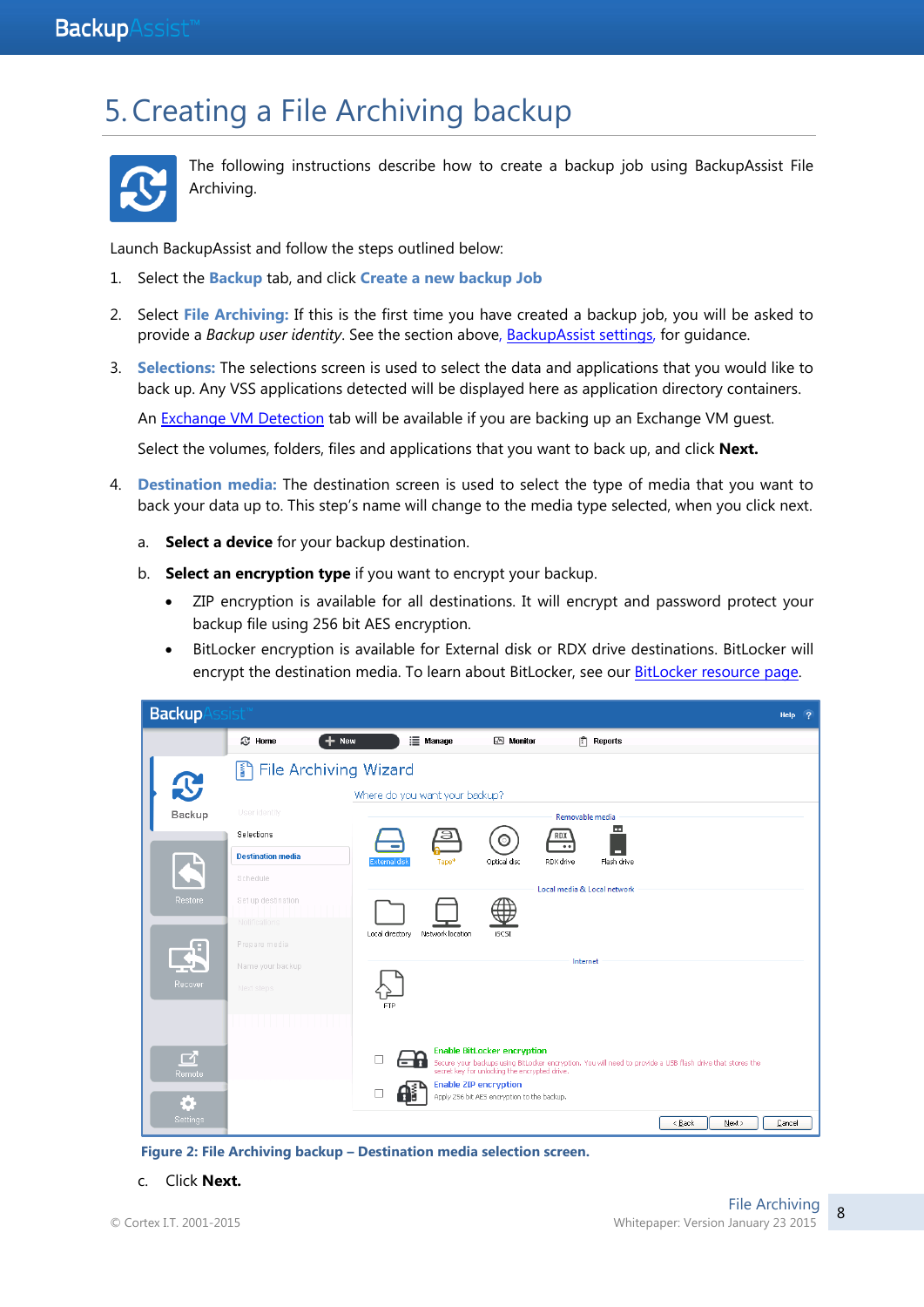# 5. Creating a File Archiving backup

The following instructions describe how to create a backup job using BackupAssist File Archiving.

Launch BackupAssist and follow the steps outlined below:

1. Select the **Backup** tab, and click **Create a new backup Job**
2. Select **File Archiving:** If this is the first time you have created a backup job, you will be asked to provide a *Backup user identity*. See the section above, BackupAssist settings, for guidance.
3. **Selections:** The selections screen is used to select the data and applications that you would like to back up. Any VSS applications detected will be displayed here as application directory containers.

   An Exchange VM Detection tab will be available if you are backing up an Exchange VM guest.

   Select the volumes, folders, files and applications that you want to back up, and click **Next.**
4. **Destination media:** The destination screen is used to select the type of media that you want to back your data up to. This step's name will change to the media type selected, when you click next.

   a. **Select a device** for your backup destination.

   b. **Select an encryption type** if you want to encrypt your backup.

   - ZIP encryption is available for all destinations. It will encrypt and password protect your backup file using 256 bit AES encryption.
   - BitLocker encryption is available for External disk or RDX drive destinations. BitLocker will encrypt the destination media. To learn about BitLocker, see our BitLocker resource page.

**Figure 2: File Archiving backup – Destination media selection screen.**

   c. Click **Next.**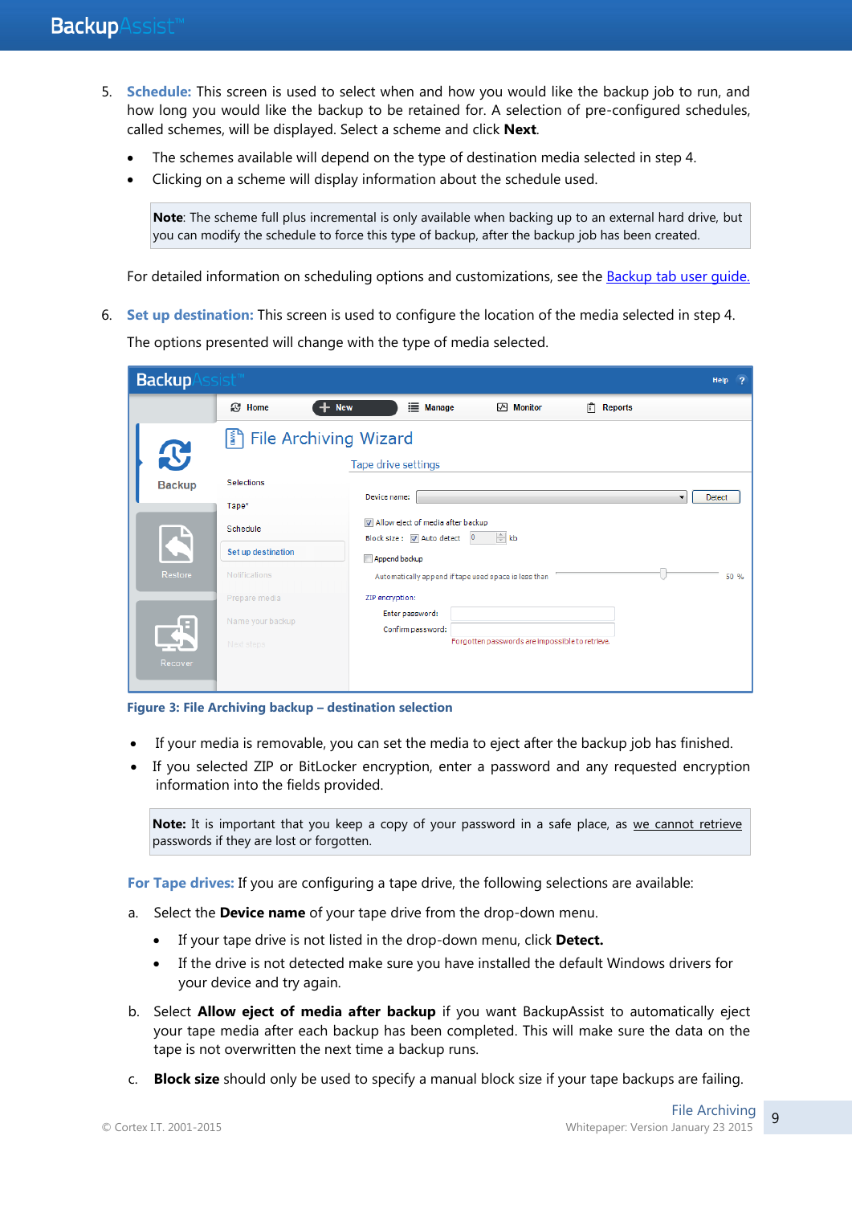5. **Schedule:** This screen is used to select when and how you would like the backup job to run, and how long you would like the backup to be retained for. A selection of pre-configured schedules, called schemes, will be displayed. Select a scheme and click **Next**.

   - The schemes available will depend on the type of destination media selected in step 4.
   - Clicking on a scheme will display information about the schedule used.

   > **Note**: The scheme full plus incremental is only available when backing up to an external hard drive, but you can modify the schedule to force this type of backup, after the backup job has been created.

   For detailed information on scheduling options and customizations, see the [Backup tab user guide.](#)

6. **Set up destination:** This screen is used to configure the location of the media selected in step 4.

   The options presented will change with the type of media selected.

**Figure 3: File Archiving backup – destination selection**

- If your media is removable, you can set the media to eject after the backup job has finished.
- If you selected ZIP or BitLocker encryption, enter a password and any requested encryption information into the fields provided.

> **Note:** It is important that you keep a copy of your password in a safe place, as we cannot retrieve passwords if they are lost or forgotten.

**For Tape drives:** If you are configuring a tape drive, the following selections are available:

a. Select the **Device name** of your tape drive from the drop-down menu.
   - If your tape drive is not listed in the drop-down menu, click **Detect.**
   - If the drive is not detected make sure you have installed the default Windows drivers for your device and try again.

b. Select **Allow eject of media after backup** if you want BackupAssist to automatically eject your tape media after each backup has been completed. This will make sure the data on the tape is not overwritten the next time a backup runs.

c. **Block size** should only be used to specify a manual block size if your tape backups are failing.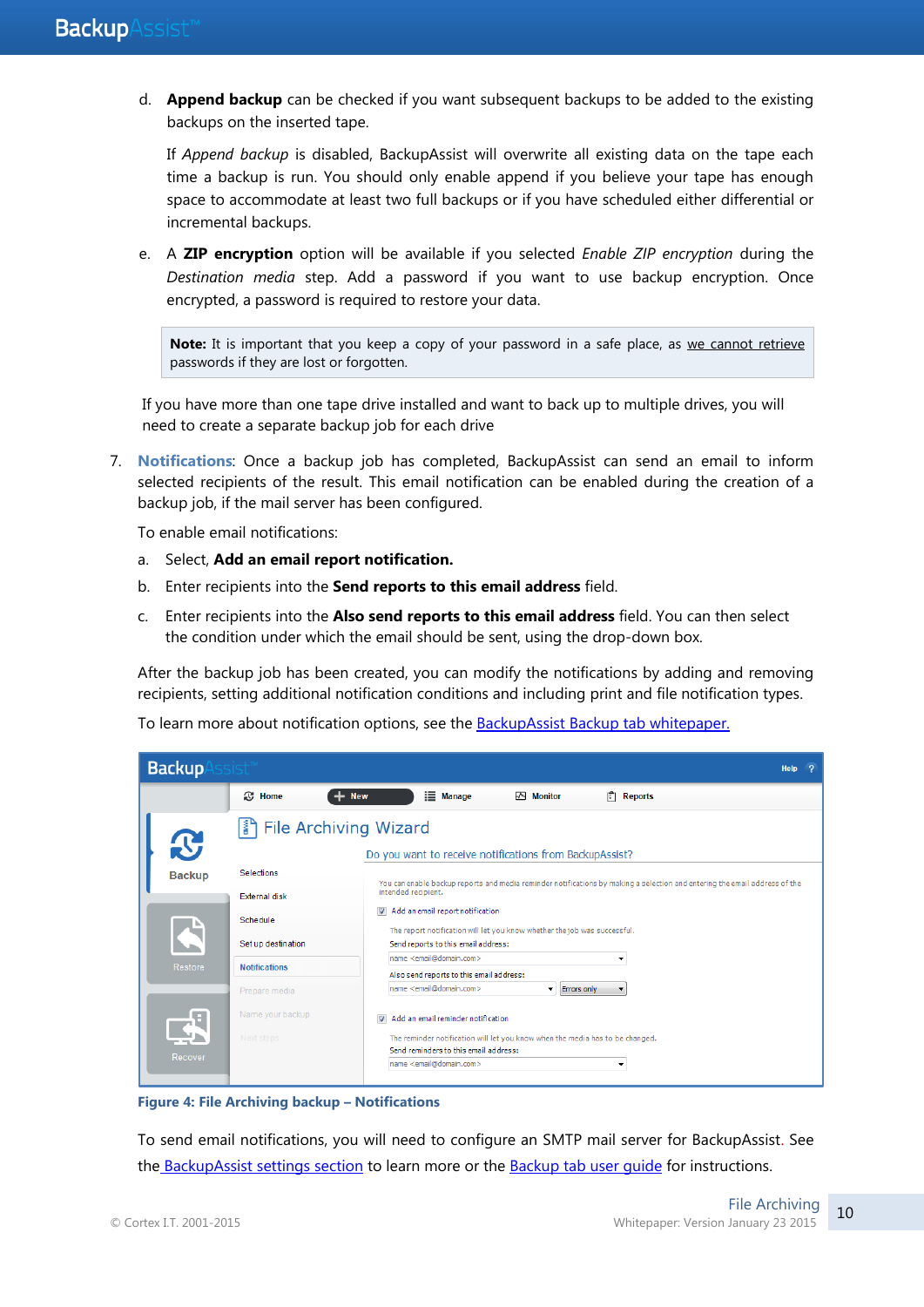d. **Append backup** can be checked if you want subsequent backups to be added to the existing backups on the inserted tape.

   If *Append backup* is disabled, BackupAssist will overwrite all existing data on the tape each time a backup is run. You should only enable append if you believe your tape has enough space to accommodate at least two full backups or if you have scheduled either differential or incremental backups.

e. A **ZIP encryption** option will be available if you selected *Enable ZIP encryption* during the *Destination media* step. Add a password if you want to use backup encryption. Once encrypted, a password is required to restore your data.

> **Note:** It is important that you keep a copy of your password in a safe place, as we cannot retrieve passwords if they are lost or forgotten.

If you have more than one tape drive installed and want to back up to multiple drives, you will need to create a separate backup job for each drive

7. **Notifications**: Once a backup job has completed, BackupAssist can send an email to inform selected recipients of the result. This email notification can be enabled during the creation of a backup job, if the mail server has been configured.

   To enable email notifications:

   a. Select, **Add an email report notification.**

   b. Enter recipients into the **Send reports to this email address** field.

   c. Enter recipients into the **Also send reports to this email address** field. You can then select the condition under which the email should be sent, using the drop-down box.

   After the backup job has been created, you can modify the notifications by adding and removing recipients, setting additional notification conditions and including print and file notification types.

   To learn more about notification options, see the BackupAssist Backup tab whitepaper.

Figure 4: File Archiving backup – Notifications

To send email notifications, you will need to configure an SMTP mail server for BackupAssist. See the BackupAssist settings section to learn more or the Backup tab user guide for instructions.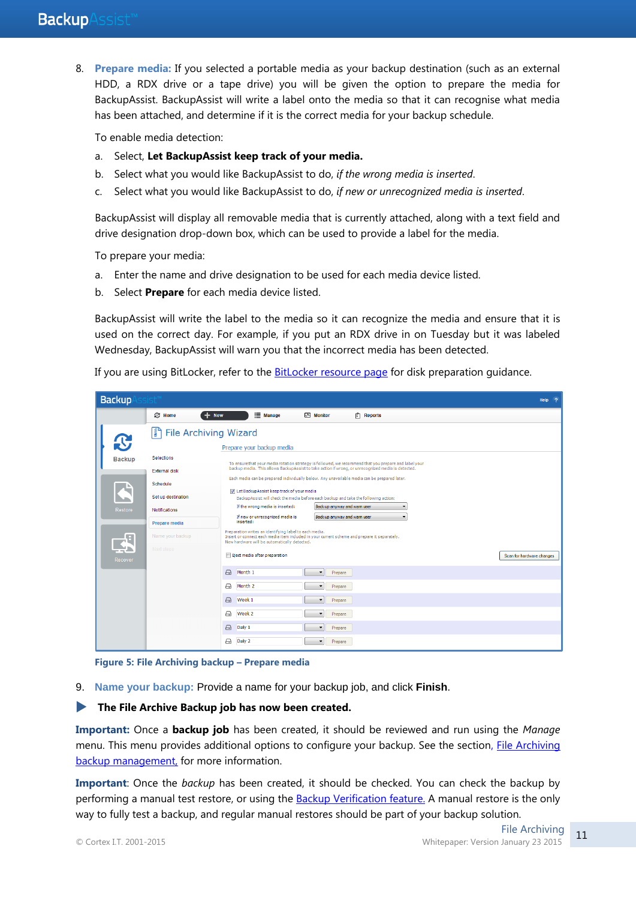8. **Prepare media:** If you selected a portable media as your backup destination (such as an external HDD, a RDX drive or a tape drive) you will be given the option to prepare the media for BackupAssist. BackupAssist will write a label onto the media so that it can recognise what media has been attached, and determine if it is the correct media for your backup schedule.

   To enable media detection:

   a. Select, **Let BackupAssist keep track of your media.**

   b. Select what you would like BackupAssist to do, *if the wrong media is inserted*.

   c. Select what you would like BackupAssist to do, *if new or unrecognized media is inserted*.

   BackupAssist will display all removable media that is currently attached, along with a text field and drive designation drop-down box, which can be used to provide a label for the media.

   To prepare your media:

   a. Enter the name and drive designation to be used for each media device listed.

   b. Select **Prepare** for each media device listed.

   BackupAssist will write the label to the media so it can recognize the media and ensure that it is used on the correct day. For example, if you put an RDX drive in on Tuesday but it was labeled Wednesday, BackupAssist will warn you that the incorrect media has been detected.

   If you are using BitLocker, refer to the BitLocker resource page for disk preparation guidance.

**Figure 5: File Archiving backup – Prepare media**

9. **Name your backup:** Provide a name for your backup job, and click **Finish**.

▶ **The File Archive Backup job has now been created.**

**Important:** Once a **backup job** has been created, it should be reviewed and run using the *Manage* menu. This menu provides additional options to configure your backup. See the section, File Archiving backup management, for more information.

**Important**: Once the *backup* has been created, it should be checked. You can check the backup by performing a manual test restore, or using the Backup Verification feature. A manual restore is the only way to fully test a backup, and regular manual restores should be part of your backup solution.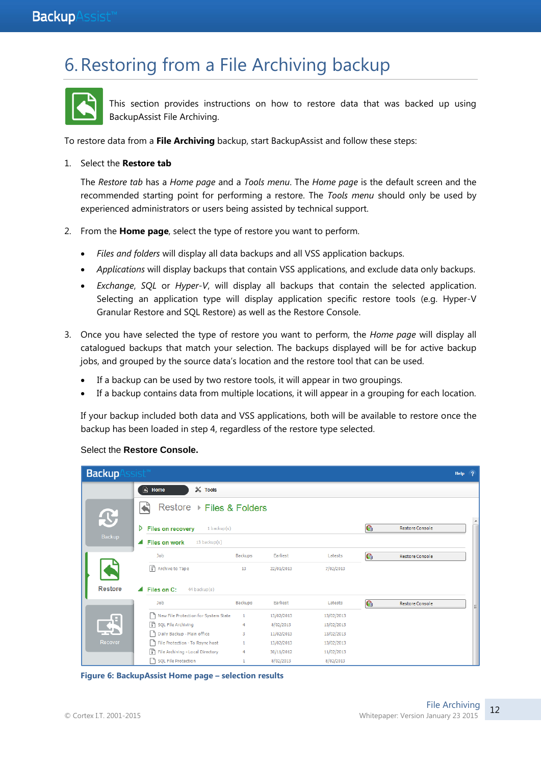# 6. Restoring from a File Archiving backup

This section provides instructions on how to restore data that was backed up using BackupAssist File Archiving.

To restore data from a **File Archiving** backup, start BackupAssist and follow these steps:

1. Select the **Restore tab**

   The *Restore tab* has a *Home page* and a *Tools menu*. The *Home page* is the default screen and the recommended starting point for performing a restore. The *Tools menu* should only be used by experienced administrators or users being assisted by technical support.

2. From the **Home page**, select the type of restore you want to perform.

   - *Files and folders* will display all data backups and all VSS application backups.
   - *Applications* will display backups that contain VSS applications, and exclude data only backups.
   - *Exchange*, *SQL* or *Hyper-V*, will display all backups that contain the selected application. Selecting an application type will display application specific restore tools (e.g. Hyper-V Granular Restore and SQL Restore) as well as the Restore Console.

3. Once you have selected the type of restore you want to perform, the *Home page* will display all catalogued backups that match your selection. The backups displayed will be for active backup jobs, and grouped by the source data's location and the restore tool that can be used.

   - If a backup can be used by two restore tools, it will appear in two groupings.
   - If a backup contains data from multiple locations, it will appear in a grouping for each location.

   If your backup included both data and VSS applications, both will be available to restore once the backup has been loaded in step 4, regardless of the restore type selected.

   Select the **Restore Console.**

Figure 6: BackupAssist Home page – selection results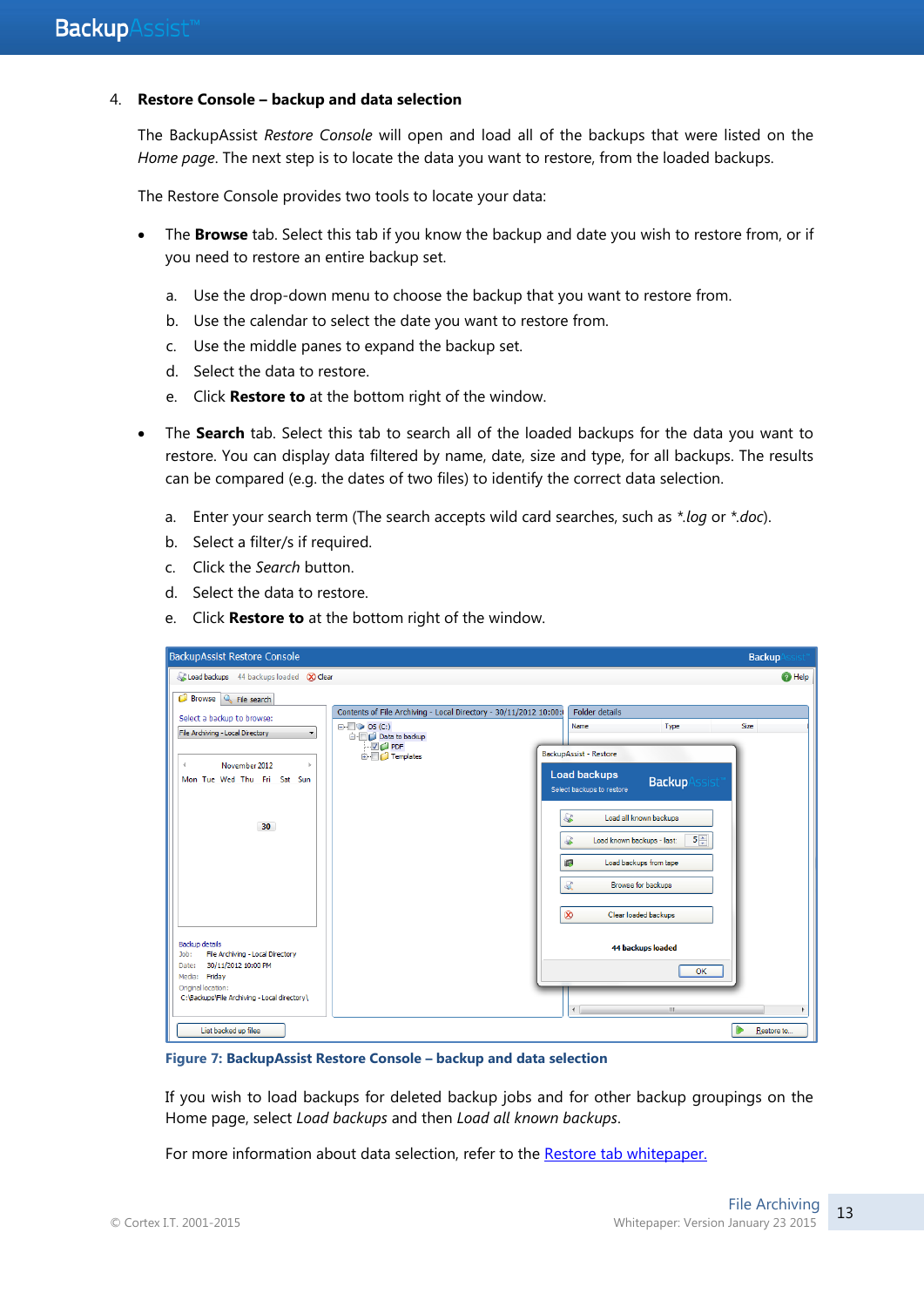4. **Restore Console – backup and data selection**

The BackupAssist *Restore Console* will open and load all of the backups that were listed on the *Home page*. The next step is to locate the data you want to restore, from the loaded backups.

The Restore Console provides two tools to locate your data:

- The **Browse** tab. Select this tab if you know the backup and date you wish to restore from, or if you need to restore an entire backup set.

   a. Use the drop-down menu to choose the backup that you want to restore from.
   b. Use the calendar to select the date you want to restore from.
   c. Use the middle panes to expand the backup set.
   d. Select the data to restore.
   e. Click **Restore to** at the bottom right of the window.

- The **Search** tab. Select this tab to search all of the loaded backups for the data you want to restore. You can display data filtered by name, date, size and type, for all backups. The results can be compared (e.g. the dates of two files) to identify the correct data selection.

   a. Enter your search term (The search accepts wild card searches, such as *\*.log* or *\*.doc*).
   b. Select a filter/s if required.
   c. Click the *Search* button.
   d. Select the data to restore.
   e. Click **Restore to** at the bottom right of the window.

**Figure 7: BackupAssist Restore Console – backup and data selection**

If you wish to load backups for deleted backup jobs and for other backup groupings on the Home page, select *Load backups* and then *Load all known backups*.

For more information about data selection, refer to the Restore tab whitepaper.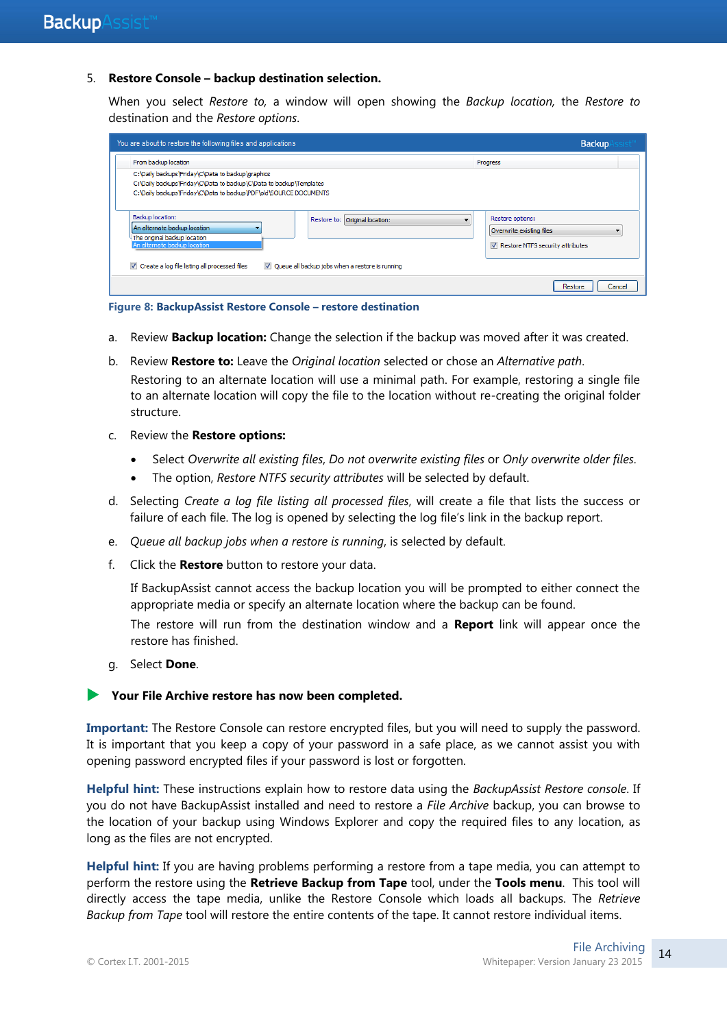5. **Restore Console – backup destination selection.**

   When you select *Restore to,* a window will open showing the *Backup location,* the *Restore to* destination and the *Restore options.*

Figure 8: BackupAssist Restore Console – restore destination

a. Review **Backup location:** Change the selection if the backup was moved after it was created.

b. Review **Restore to:** Leave the *Original location* selected or chose an *Alternative path*.
   Restoring to an alternate location will use a minimal path. For example, restoring a single file to an alternate location will copy the file to the location without re-creating the original folder structure.

c. Review the **Restore options:**

   - Select *Overwrite all existing files, Do not overwrite existing files* or *Only overwrite older files.*
   - The option, *Restore NTFS security attributes* will be selected by default.

d. Selecting *Create a log file listing all processed files*, will create a file that lists the success or failure of each file. The log is opened by selecting the log file's link in the backup report.

e. *Queue all backup jobs when a restore is running*, is selected by default.

f. Click the **Restore** button to restore your data.

   If BackupAssist cannot access the backup location you will be prompted to either connect the appropriate media or specify an alternate location where the backup can be found.

   The restore will run from the destination window and a **Report** link will appear once the restore has finished.

g. Select **Done**.

**Your File Archive restore has now been completed.**

**Important:** The Restore Console can restore encrypted files, but you will need to supply the password. It is important that you keep a copy of your password in a safe place, as we cannot assist you with opening password encrypted files if your password is lost or forgotten.

**Helpful hint:** These instructions explain how to restore data using the *BackupAssist Restore console*. If you do not have BackupAssist installed and need to restore a *File Archive* backup, you can browse to the location of your backup using Windows Explorer and copy the required files to any location, as long as the files are not encrypted.

**Helpful hint:** If you are having problems performing a restore from a tape media, you can attempt to perform the restore using the **Retrieve Backup from Tape** tool, under the **Tools menu**. This tool will directly access the tape media, unlike the Restore Console which loads all backups. The *Retrieve Backup from Tape* tool will restore the entire contents of the tape. It cannot restore individual items.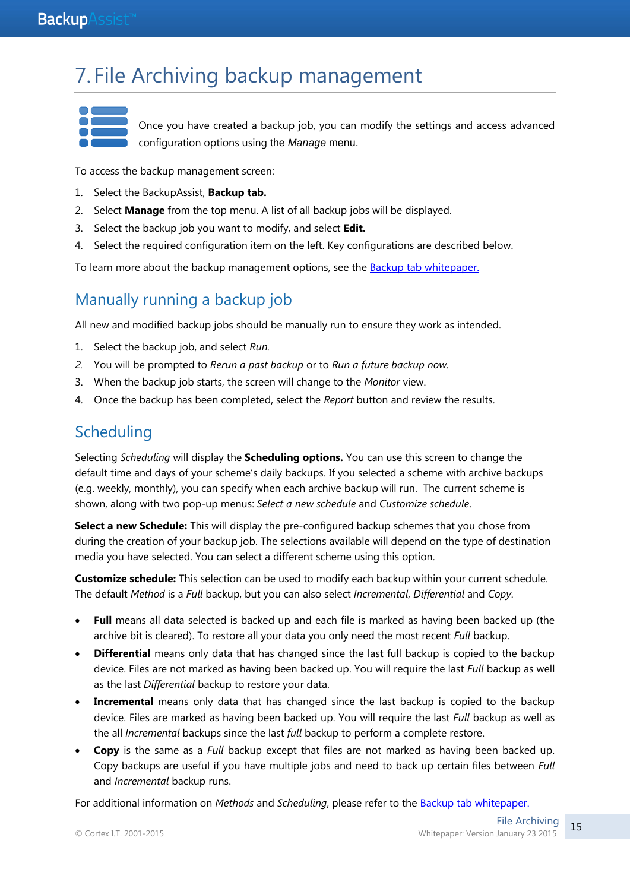# 7. File Archiving backup management

Once you have created a backup job, you can modify the settings and access advanced configuration options using the *Manage* menu.

To access the backup management screen:

1. Select the BackupAssist, **Backup tab.**
2. Select **Manage** from the top menu. A list of all backup jobs will be displayed.
3. Select the backup job you want to modify, and select **Edit.**
4. Select the required configuration item on the left. Key configurations are described below.

To learn more about the backup management options, see the Backup tab whitepaper.

## Manually running a backup job

All new and modified backup jobs should be manually run to ensure they work as intended.

1. Select the backup job, and select *Run.*
2. You will be prompted to *Rerun a past backup* or to *Run a future backup now.*
3. When the backup job starts, the screen will change to the *Monitor* view.
4. Once the backup has been completed, select the *Report* button and review the results.

## Scheduling

Selecting *Scheduling* will display the **Scheduling options.** You can use this screen to change the default time and days of your scheme's daily backups. If you selected a scheme with archive backups (e.g. weekly, monthly), you can specify when each archive backup will run. The current scheme is shown, along with two pop-up menus: *Select a new schedule* and *Customize schedule*.

**Select a new Schedule:** This will display the pre-configured backup schemes that you chose from during the creation of your backup job. The selections available will depend on the type of destination media you have selected. You can select a different scheme using this option.

**Customize schedule:** This selection can be used to modify each backup within your current schedule. The default *Method* is a *Full* backup, but you can also select *Incremental*, *Differential* and *Copy*.

- **Full** means all data selected is backed up and each file is marked as having been backed up (the archive bit is cleared). To restore all your data you only need the most recent *Full* backup.
- **Differential** means only data that has changed since the last full backup is copied to the backup device. Files are not marked as having been backed up. You will require the last *Full* backup as well as the last *Differential* backup to restore your data.
- **Incremental** means only data that has changed since the last backup is copied to the backup device. Files are marked as having been backed up. You will require the last *Full* backup as well as the all *Incremental* backups since the last *full* backup to perform a complete restore.
- **Copy** is the same as a *Full* backup except that files are not marked as having been backed up. Copy backups are useful if you have multiple jobs and need to back up certain files between *Full* and *Incremental* backup runs.

For additional information on *Methods* and *Scheduling*, please refer to the Backup tab whitepaper.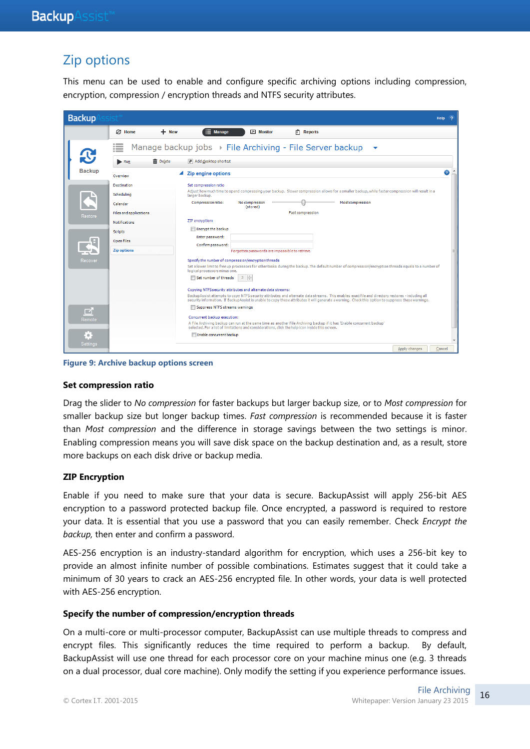## Zip options

This menu can be used to enable and configure specific archiving options including compression, encryption, compression / encryption threads and NTFS security attributes.

**Figure 9: Archive backup options screen**

### Set compression ratio

Drag the slider to *No compression* for faster backups but larger backup size, or to *Most compression* for smaller backup size but longer backup times. *Fast compression* is recommended because it is faster than *Most compression* and the difference in storage savings between the two settings is minor. Enabling compression means you will save disk space on the backup destination and, as a result, store more backups on each disk drive or backup media.

### ZIP Encryption

Enable if you need to make sure that your data is secure. BackupAssist will apply 256-bit AES encryption to a password protected backup file. Once encrypted, a password is required to restore your data. It is essential that you use a password that you can easily remember. Check *Encrypt the backup,* then enter and confirm a password.

AES-256 encryption is an industry-standard algorithm for encryption, which uses a 256-bit key to provide an almost infinite number of possible combinations. Estimates suggest that it could take a minimum of 30 years to crack an AES-256 encrypted file. In other words, your data is well protected with AES-256 encryption.

### Specify the number of compression/encryption threads

On a multi-core or multi-processor computer, BackupAssist can use multiple threads to compress and encrypt files. This significantly reduces the time required to perform a backup. By default, BackupAssist will use one thread for each processor core on your machine minus one (e.g. 3 threads on a dual processor, dual core machine). Only modify the setting if you experience performance issues.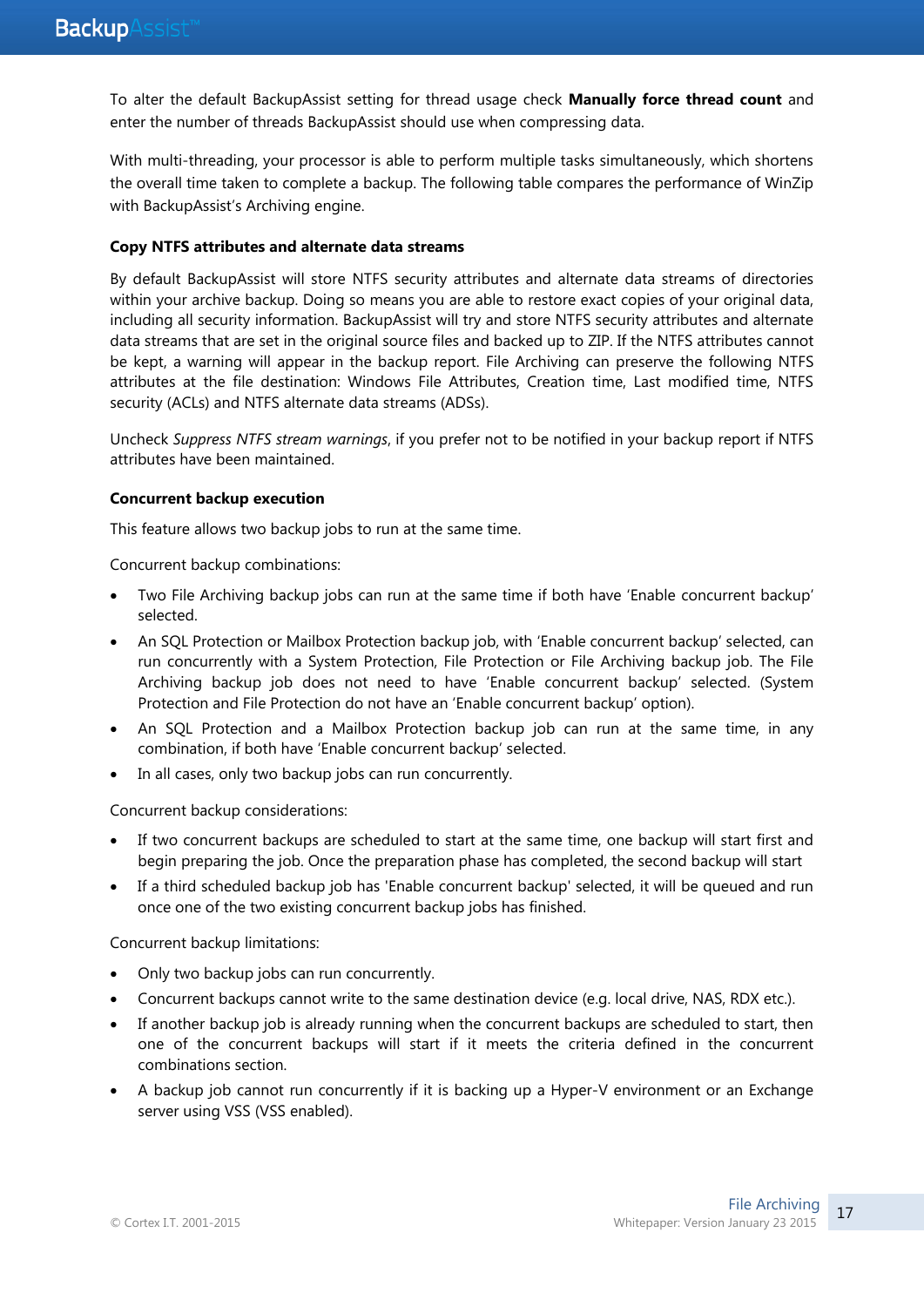To alter the default BackupAssist setting for thread usage check **Manually force thread count** and enter the number of threads BackupAssist should use when compressing data.

With multi-threading, your processor is able to perform multiple tasks simultaneously, which shortens the overall time taken to complete a backup. The following table compares the performance of WinZip with BackupAssist's Archiving engine.

**Copy NTFS attributes and alternate data streams**

By default BackupAssist will store NTFS security attributes and alternate data streams of directories within your archive backup. Doing so means you are able to restore exact copies of your original data, including all security information. BackupAssist will try and store NTFS security attributes and alternate data streams that are set in the original source files and backed up to ZIP. If the NTFS attributes cannot be kept, a warning will appear in the backup report. File Archiving can preserve the following NTFS attributes at the file destination: Windows File Attributes, Creation time, Last modified time, NTFS security (ACLs) and NTFS alternate data streams (ADSs).

Uncheck *Suppress NTFS stream warnings*, if you prefer not to be notified in your backup report if NTFS attributes have been maintained.

**Concurrent backup execution**

This feature allows two backup jobs to run at the same time.

Concurrent backup combinations:

- Two File Archiving backup jobs can run at the same time if both have 'Enable concurrent backup' selected.
- An SQL Protection or Mailbox Protection backup job, with 'Enable concurrent backup' selected, can run concurrently with a System Protection, File Protection or File Archiving backup job. The File Archiving backup job does not need to have 'Enable concurrent backup' selected. (System Protection and File Protection do not have an 'Enable concurrent backup' option).
- An SQL Protection and a Mailbox Protection backup job can run at the same time, in any combination, if both have 'Enable concurrent backup' selected.
- In all cases, only two backup jobs can run concurrently.

Concurrent backup considerations:

- If two concurrent backups are scheduled to start at the same time, one backup will start first and begin preparing the job. Once the preparation phase has completed, the second backup will start
- If a third scheduled backup job has 'Enable concurrent backup' selected, it will be queued and run once one of the two existing concurrent backup jobs has finished.

Concurrent backup limitations:

- Only two backup jobs can run concurrently.
- Concurrent backups cannot write to the same destination device (e.g. local drive, NAS, RDX etc.).
- If another backup job is already running when the concurrent backups are scheduled to start, then one of the concurrent backups will start if it meets the criteria defined in the concurrent combinations section.
- A backup job cannot run concurrently if it is backing up a Hyper-V environment or an Exchange server using VSS (VSS enabled).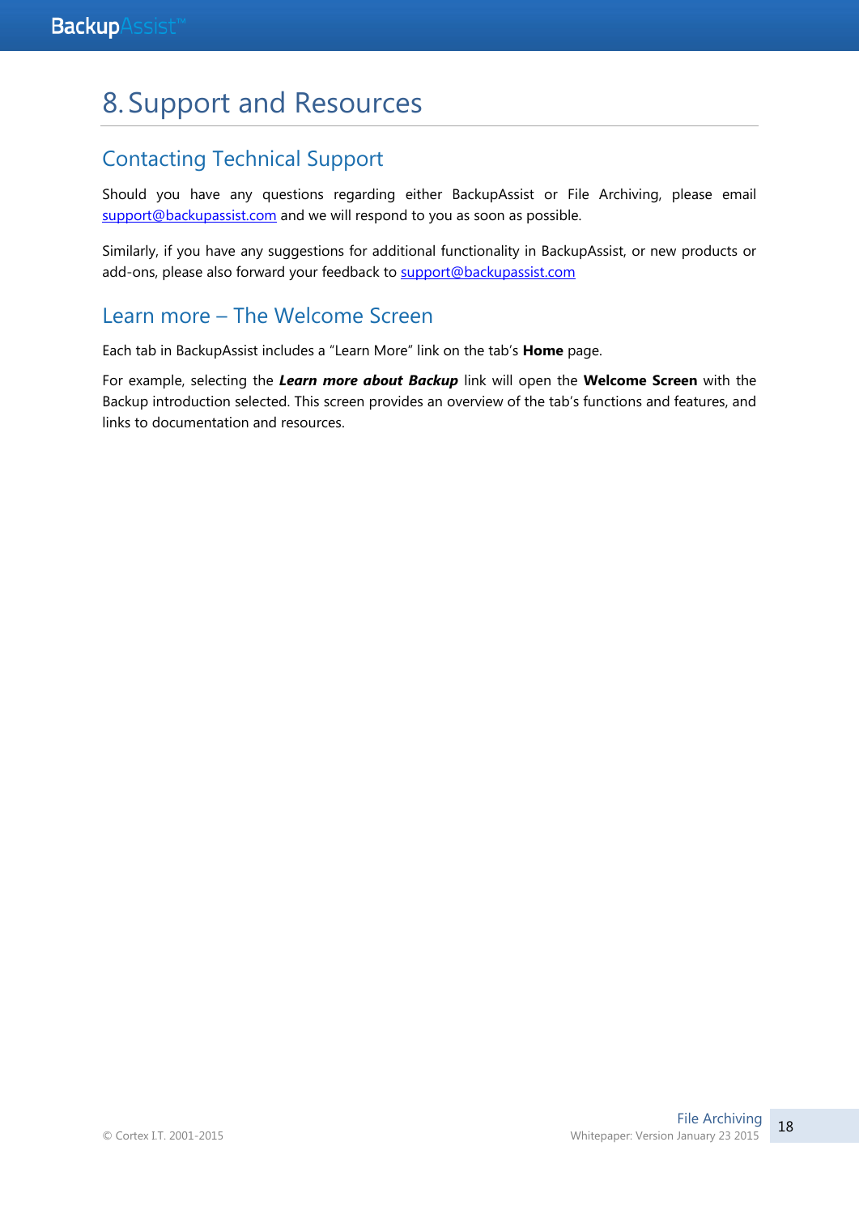# 8. Support and Resources

## Contacting Technical Support

Should you have any questions regarding either BackupAssist or File Archiving, please email support@backupassist.com and we will respond to you as soon as possible.

Similarly, if you have any suggestions for additional functionality in BackupAssist, or new products or add-ons, please also forward your feedback to support@backupassist.com

## Learn more – The Welcome Screen

Each tab in BackupAssist includes a "Learn More" link on the tab's **Home** page.

For example, selecting the ***Learn more about Backup*** link will open the **Welcome Screen** with the Backup introduction selected. This screen provides an overview of the tab's functions and features, and links to documentation and resources.